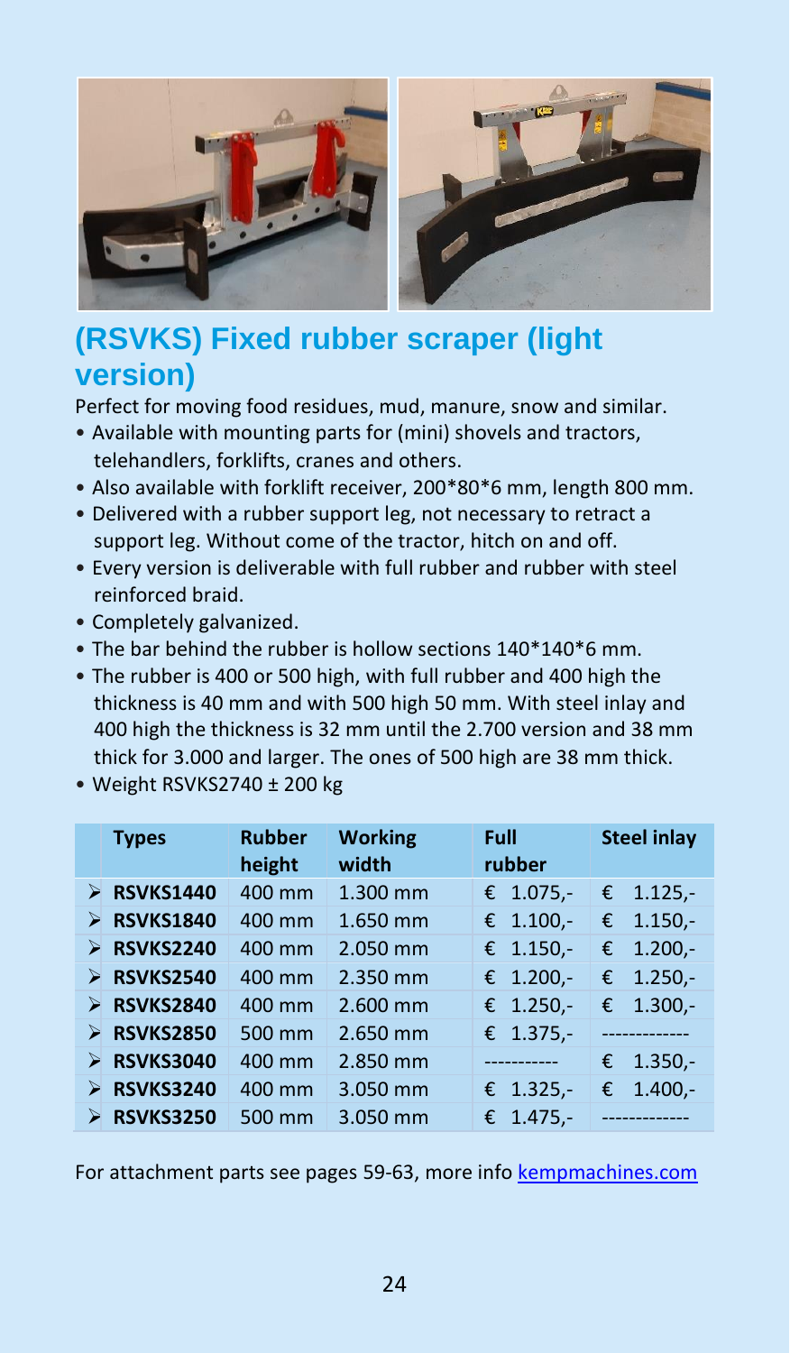# (RSVKS) Fixed rubber scraper (light version)

Perfect for moving food residues, mud, manure, snow and similar.

- Available with mounting parts for (mini) shovels and tractors, telehandlers, forklifts, cranes and others.
- Also available with forklift receiver, 200*80*6 mm, length 800 mm.
- Delivered with a rubber support leg, not necessary to retract a support leg. Without come of the tractor, hitch on and off.
- Every version is deliverable with full rubber and rubber with steel reinforced braid.
- Completely galvanized.
- The bar behind the rubber is hollow sections 140*140*6 mm.
- The rubber is 400 or 500 high, with full rubber and 400 high the thickness is 40 mm and with 500 high 50 mm. With steel inlay and 400 high the thickness is 32 mm until the 2.700 version and 38 mm thick for 3.000 and larger. The ones of 500 high are 38 mm thick.
- Weight RSVKS2740 ± 200 kg

| Types | Rubber height | Working width | Full rubber | Steel inlay |
|---|---|---|---|---|
| ➢ RSVKS1440 | 400 mm | 1.300 mm | € 1.075,- | € 1.125,- |
| ➢ RSVKS1840 | 400 mm | 1.650 mm | € 1.100,- | € 1.150,- |
| ➢ RSVKS2240 | 400 mm | 2.050 mm | € 1.150,- | € 1.200,- |
| ➢ RSVKS2540 | 400 mm | 2.350 mm | € 1.200,- | € 1.250,- |
| ➢ RSVKS2840 | 400 mm | 2.600 mm | € 1.250,- | € 1.300,- |
| ➢ RSVKS2850 | 500 mm | 2.650 mm | € 1.375,- | ------------- |
| ➢ RSVKS3040 | 400 mm | 2.850 mm | ----------- | € 1.350,- |
| ➢ RSVKS3240 | 400 mm | 3.050 mm | € 1.325,- | € 1.400,- |
| ➢ RSVKS3250 | 500 mm | 3.050 mm | € 1.475,- | ------------- |

For attachment parts see pages 59-63, more info kempmachines.com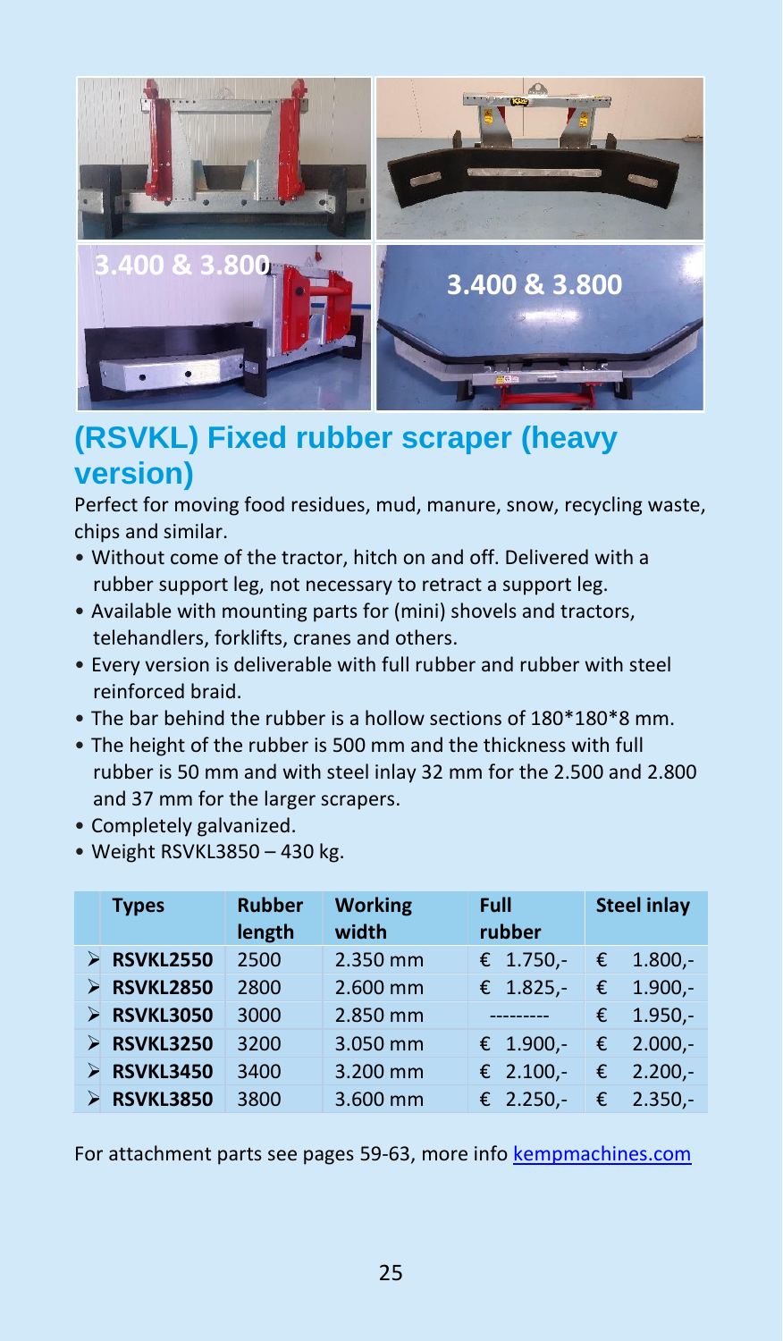3.400 & 3.800

3.400 & 3.800

## (RSVKL) Fixed rubber scraper (heavy version)

Perfect for moving food residues, mud, manure, snow, recycling waste, chips and similar.

- Without come of the tractor, hitch on and off. Delivered with a rubber support leg, not necessary to retract a support leg.
- Available with mounting parts for (mini) shovels and tractors, telehandlers, forklifts, cranes and others.
- Every version is deliverable with full rubber and rubber with steel reinforced braid.
- The bar behind the rubber is a hollow sections of 180*180*8 mm.
- The height of the rubber is 500 mm and the thickness with full rubber is 50 mm and with steel inlay 32 mm for the 2.500 and 2.800 and 37 mm for the larger scrapers.
- Completely galvanized.
- Weight RSVKL3850 – 430 kg.

| Types | Rubber length | Working width | Full rubber | Steel inlay |
|---|---|---|---|---|
| ➢ RSVKL2550 | 2500 | 2.350 mm | € 1.750,- | € 1.800,- |
| ➢ RSVKL2850 | 2800 | 2.600 mm | € 1.825,- | € 1.900,- |
| ➢ RSVKL3050 | 3000 | 2.850 mm | --------- | € 1.950,- |
| ➢ RSVKL3250 | 3200 | 3.050 mm | € 1.900,- | € 2.000,- |
| ➢ RSVKL3450 | 3400 | 3.200 mm | € 2.100,- | € 2.200,- |
| ➢ RSVKL3850 | 3800 | 3.600 mm | € 2.250,- | € 2.350,- |

For attachment parts see pages 59-63, more info kempmachines.com